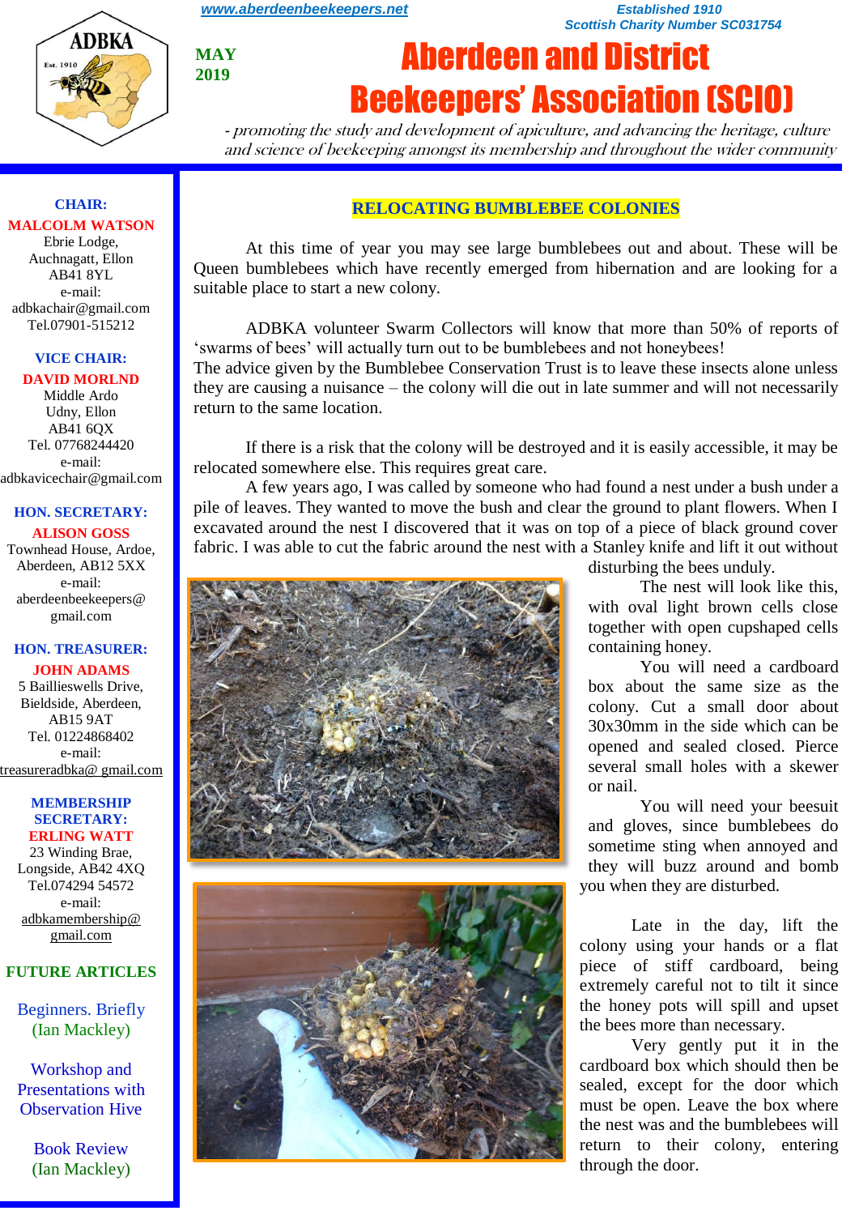www.aberdeenbeekeepers.net

Established 1910
Scottish Charity Number SC031754

MAY
2019

# Aberdeen and District Beekeepers' Association (SCIO)

*- promoting the study and development of apiculture, and advancing the heritage, culture and science of beekeeping amongst its membership and throughout the wider community*

**CHAIR:**
**MALCOLM WATSON**
Ebrie Lodge,
Auchnagatt, Ellon
AB41 8YL
e-mail:
adbkachair@gmail.com
Tel.07901-515212

**VICE CHAIR:**
**DAVID MORLND**
Middle Ardo
Udny, Ellon
AB41 6QX
Tel. 07768244420
e-mail:
adbkavicechair@gmail.com

**HON. SECRETARY:**
**ALISON GOSS**
Townhead House, Ardoe,
Aberdeen, AB12 5XX
e-mail:
aberdeenbeekeepers@gmail.com

**HON. TREASURER:**
**JOHN ADAMS**
5 Baillieswells Drive,
Bieldside, Aberdeen,
AB15 9AT
Tel. 01224868402
e-mail:
treasureradbka@ gmail.com

**MEMBERSHIP SECRETARY:**
**ERLING WATT**
23 Winding Brae,
Longside, AB42 4XQ
Tel.074294 54572
e-mail:
adbkamembership@gmail.com

**FUTURE ARTICLES**

Beginners. Briefly
(Ian Mackley)

Workshop and Presentations with Observation Hive

Book Review
(Ian Mackley)

## RELOCATING BUMBLEBEE COLONIES

At this time of year you may see large bumblebees out and about. These will be Queen bumblebees which have recently emerged from hibernation and are looking for a suitable place to start a new colony.

ADBKA volunteer Swarm Collectors will know that more than 50% of reports of 'swarms of bees' will actually turn out to be bumblebees and not honeybees!
The advice given by the Bumblebee Conservation Trust is to leave these insects alone unless they are causing a nuisance – the colony will die out in late summer and will not necessarily return to the same location.

If there is a risk that the colony will be destroyed and it is easily accessible, it may be relocated somewhere else. This requires great care.

A few years ago, I was called by someone who had found a nest under a bush under a pile of leaves. They wanted to move the bush and clear the ground to plant flowers. When I excavated around the nest I discovered that it was on top of a piece of black ground cover fabric. I was able to cut the fabric around the nest with a Stanley knife and lift it out without disturbing the bees unduly.

The nest will look like this, with oval light brown cells close together with open cupshaped cells containing honey.

You will need a cardboard box about the same size as the colony. Cut a small door about 30x30mm in the side which can be opened and sealed closed. Pierce several small holes with a skewer or nail.

You will need your beesuit and gloves, since bumblebees do sometime sting when annoyed and they will buzz around and bomb you when they are disturbed.

Late in the day, lift the colony using your hands or a flat piece of stiff cardboard, being extremely careful not to tilt it since the honey pots will spill and upset the bees more than necessary.

Very gently put it in the cardboard box which should then be sealed, except for the door which must be open. Leave the box where the nest was and the bumblebees will return to their colony, entering through the door.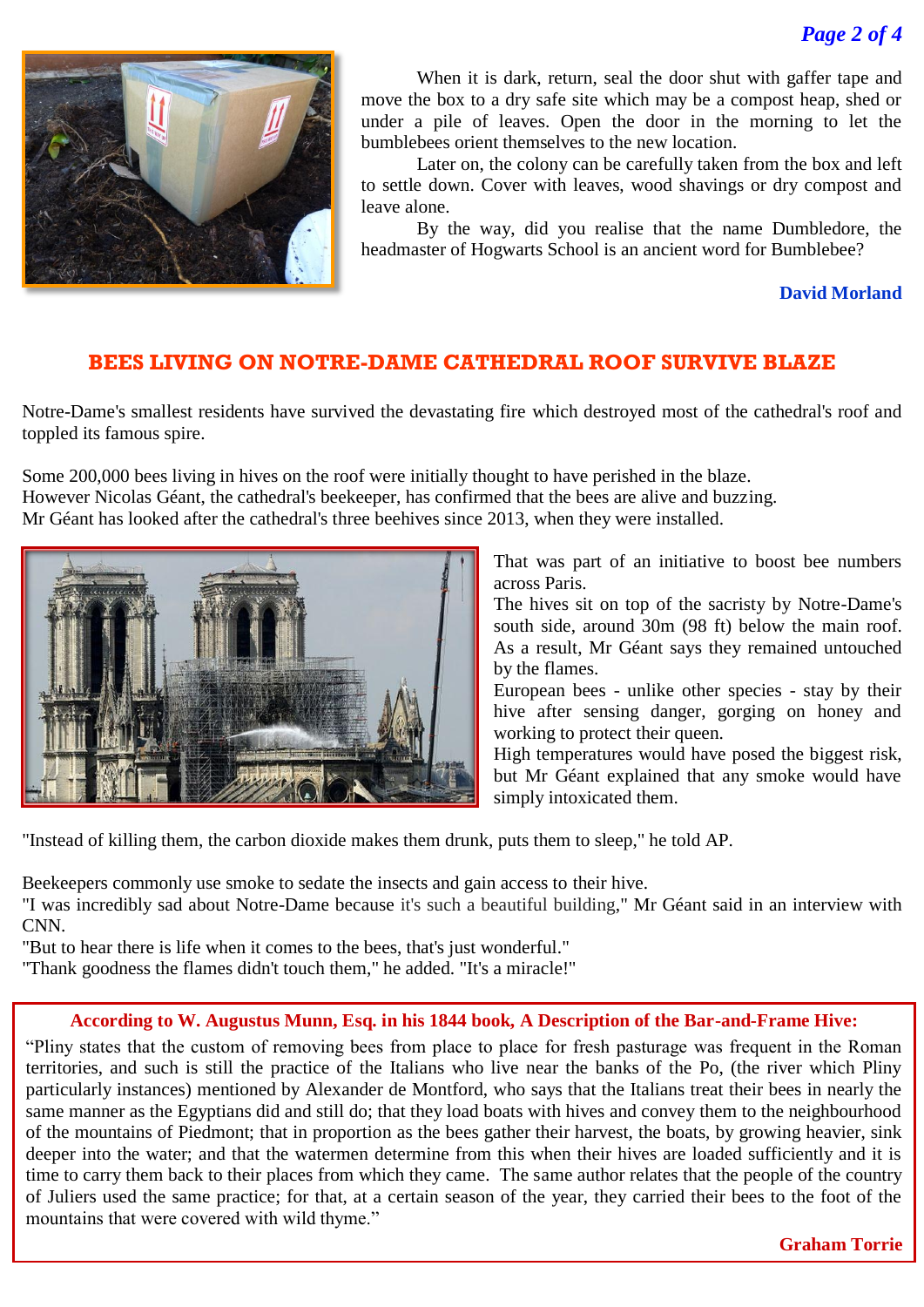When it is dark, return, seal the door shut with gaffer tape and move the box to a dry safe site which may be a compost heap, shed or under a pile of leaves. Open the door in the morning to let the bumblebees orient themselves to the new location.

Later on, the colony can be carefully taken from the box and left to settle down. Cover with leaves, wood shavings or dry compost and leave alone.

By the way, did you realise that the name Dumbledore, the headmaster of Hogwarts School is an ancient word for Bumblebee?

**David Morland**

## BEES LIVING ON NOTRE-DAME CATHEDRAL ROOF SURVIVE BLAZE

Notre-Dame's smallest residents have survived the devastating fire which destroyed most of the cathedral's roof and toppled its famous spire.

Some 200,000 bees living in hives on the roof were initially thought to have perished in the blaze.
However Nicolas Géant, the cathedral's beekeeper, has confirmed that the bees are alive and buzzing.
Mr Géant has looked after the cathedral's three beehives since 2013, when they were installed.

That was part of an initiative to boost bee numbers across Paris.
The hives sit on top of the sacristy by Notre-Dame's south side, around 30m (98 ft) below the main roof. As a result, Mr Géant says they remained untouched by the flames.
European bees - unlike other species - stay by their hive after sensing danger, gorging on honey and working to protect their queen.
High temperatures would have posed the biggest risk, but Mr Géant explained that any smoke would have simply intoxicated them.

"Instead of killing them, the carbon dioxide makes them drunk, puts them to sleep," he told AP.

Beekeepers commonly use smoke to sedate the insects and gain access to their hive.
"I was incredibly sad about Notre-Dame because it's such a beautiful building," Mr Géant said in an interview with CNN.
"But to hear there is life when it comes to the bees, that's just wonderful."
"Thank goodness the flames didn't touch them," he added. "It's a miracle!"

**According to W. Augustus Munn, Esq. in his 1844 book, A Description of the Bar-and-Frame Hive:**

"Pliny states that the custom of removing bees from place to place for fresh pasturage was frequent in the Roman territories, and such is still the practice of the Italians who live near the banks of the Po, (the river which Pliny particularly instances) mentioned by Alexander de Montford, who says that the Italians treat their bees in nearly the same manner as the Egyptians did and still do; that they load boats with hives and convey them to the neighbourhood of the mountains of Piedmont; that in proportion as the bees gather their harvest, the boats, by growing heavier, sink deeper into the water; and that the watermen determine from this when their hives are loaded sufficiently and it is time to carry them back to their places from which they came. The same author relates that the people of the country of Juliers used the same practice; for that, at a certain season of the year, they carried their bees to the foot of the mountains that were covered with wild thyme."

**Graham Torrie**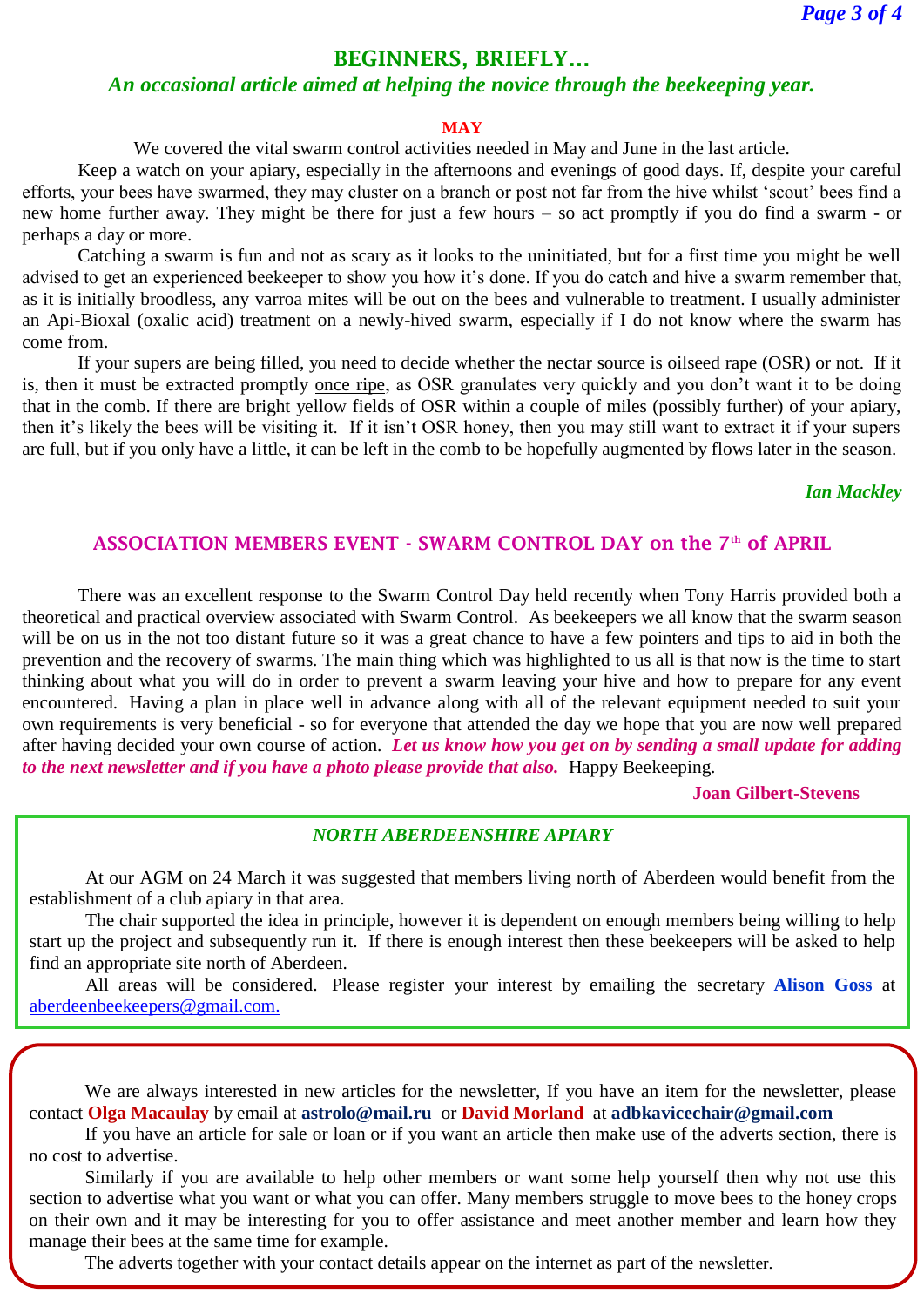## BEGINNERS, BRIEFLY…

*An occasional article aimed at helping the novice through the beekeeping year.*

### MAY

We covered the vital swarm control activities needed in May and June in the last article.

Keep a watch on your apiary, especially in the afternoons and evenings of good days. If, despite your careful efforts, your bees have swarmed, they may cluster on a branch or post not far from the hive whilst 'scout' bees find a new home further away. They might be there for just a few hours – so act promptly if you do find a swarm - or perhaps a day or more.

Catching a swarm is fun and not as scary as it looks to the uninitiated, but for a first time you might be well advised to get an experienced beekeeper to show you how it's done. If you do catch and hive a swarm remember that, as it is initially broodless, any varroa mites will be out on the bees and vulnerable to treatment. I usually administer an Api-Bioxal (oxalic acid) treatment on a newly-hived swarm, especially if I do not know where the swarm has come from.

If your supers are being filled, you need to decide whether the nectar source is oilseed rape (OSR) or not. If it is, then it must be extracted promptly once ripe, as OSR granulates very quickly and you don't want it to be doing that in the comb. If there are bright yellow fields of OSR within a couple of miles (possibly further) of your apiary, then it's likely the bees will be visiting it. If it isn't OSR honey, then you may still want to extract it if your supers are full, but if you only have a little, it can be left in the comb to be hopefully augmented by flows later in the season.

***Ian Mackley***

## ASSOCIATION MEMBERS EVENT - SWARM CONTROL DAY on the 7th of APRIL

There was an excellent response to the Swarm Control Day held recently when Tony Harris provided both a theoretical and practical overview associated with Swarm Control. As beekeepers we all know that the swarm season will be on us in the not too distant future so it was a great chance to have a few pointers and tips to aid in both the prevention and the recovery of swarms. The main thing which was highlighted to us all is that now is the time to start thinking about what you will do in order to prevent a swarm leaving your hive and how to prepare for any event encountered. Having a plan in place well in advance along with all of the relevant equipment needed to suit your own requirements is very beneficial - so for everyone that attended the day we hope that you are now well prepared after having decided your own course of action. ***Let us know how you get on by sending a small update for adding to the next newsletter and if you have a photo please provide that also.*** Happy Beekeeping.

**Joan Gilbert-Stevens**

### *NORTH ABERDEENSHIRE APIARY*

At our AGM on 24 March it was suggested that members living north of Aberdeen would benefit from the establishment of a club apiary in that area.

The chair supported the idea in principle, however it is dependent on enough members being willing to help start up the project and subsequently run it. If there is enough interest then these beekeepers will be asked to help find an appropriate site north of Aberdeen.

All areas will be considered. Please register your interest by emailing the secretary **Alison Goss** at aberdeenbeekeepers@gmail.com.

We are always interested in new articles for the newsletter, If you have an item for the newsletter, please contact **Olga Macaulay** by email at **astrolo@mail.ru** or **David Morland** at **adbkavicechair@gmail.com**

If you have an article for sale or loan or if you want an article then make use of the adverts section, there is no cost to advertise.

Similarly if you are available to help other members or want some help yourself then why not use this section to advertise what you want or what you can offer. Many members struggle to move bees to the honey crops on their own and it may be interesting for you to offer assistance and meet another member and learn how they manage their bees at the same time for example.

The adverts together with your contact details appear on the internet as part of the newsletter.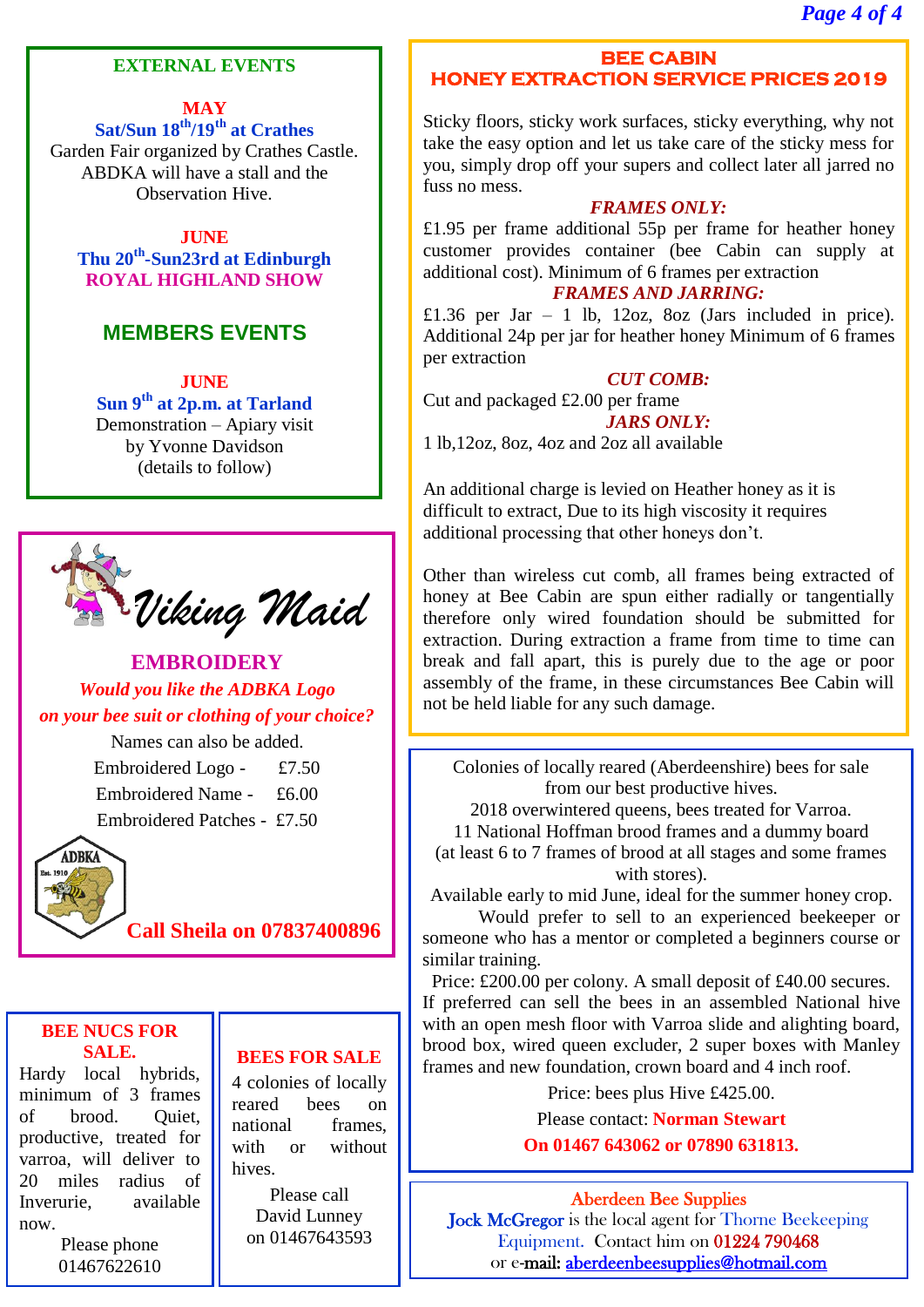## EXTERNAL EVENTS

**MAY**

**Sat/Sun 18th/19th at Crathes**

Garden Fair organized by Crathes Castle. ABDKA will have a stall and the Observation Hive.

**JUNE**

**Thu 20th-Sun23rd at Edinburgh**

**ROYAL HIGHLAND SHOW**

## MEMBERS EVENTS

**JUNE**

**Sun 9th at 2p.m. at Tarland**

Demonstration – Apiary visit by Yvonne Davidson (details to follow)

## Viking Maid

### EMBROIDERY

***Would you like the ADBKA Logo on your bee suit or clothing of your choice?***

Names can also be added.

Embroidered Logo - £7.50

Embroidered Name - £6.00

Embroidered Patches - £7.50

ADBKA Est. 1910

**Call Sheila on 07837400896**

## BEE NUCS FOR SALE.

Hardy local hybrids, minimum of 3 frames of brood. Quiet, productive, treated for varroa, will deliver to 20 miles radius of Inverurie, available now.

Please phone 01467622610

## BEES FOR SALE

4 colonies of locally reared bees on national frames, with or without hives.

Please call David Lunney on 01467643593

## BEE CABIN HONEY EXTRACTION SERVICE PRICES 2019

Sticky floors, sticky work surfaces, sticky everything, why not take the easy option and let us take care of the sticky mess for you, simply drop off your supers and collect later all jarred no fuss no mess.

***FRAMES ONLY:***

£1.95 per frame additional 55p per frame for heather honey customer provides container (bee Cabin can supply at additional cost). Minimum of 6 frames per extraction

***FRAMES AND JARRING:***

£1.36 per Jar – 1 lb, 12oz, 8oz (Jars included in price). Additional 24p per jar for heather honey Minimum of 6 frames per extraction

***CUT COMB:***

Cut and packaged £2.00 per frame

***JARS ONLY:***

1 lb,12oz, 8oz, 4oz and 2oz all available

An additional charge is levied on Heather honey as it is difficult to extract, Due to its high viscosity it requires additional processing that other honeys don't.

Other than wireless cut comb, all frames being extracted of honey at Bee Cabin are spun either radially or tangentially therefore only wired foundation should be submitted for extraction. During extraction a frame from time to time can break and fall apart, this is purely due to the age or poor assembly of the frame, in these circumstances Bee Cabin will not be held liable for any such damage.

---

Colonies of locally reared (Aberdeenshire) bees for sale from our best productive hives.
2018 overwintered queens, bees treated for Varroa.
11 National Hoffman brood frames and a dummy board (at least 6 to 7 frames of brood at all stages and some frames with stores).
Available early to mid June, ideal for the summer honey crop.

Would prefer to sell to an experienced beekeeper or someone who has a mentor or completed a beginners course or similar training.

Price: £200.00 per colony. A small deposit of £40.00 secures. If preferred can sell the bees in an assembled National hive with an open mesh floor with Varroa slide and alighting board, brood box, wired queen excluder, 2 super boxes with Manley frames and new foundation, crown board and 4 inch roof.

Price: bees plus Hive £425.00.

Please contact: **Norman Stewart**

**On 01467 643062 or 07890 631813.**

---

**Aberdeen Bee Supplies**

**Jock McGregor** is the local agent for Thorne Beekeeping Equipment. Contact him on 01224 790468 or **e-mail:** aberdeenbeesupplies@hotmail.com